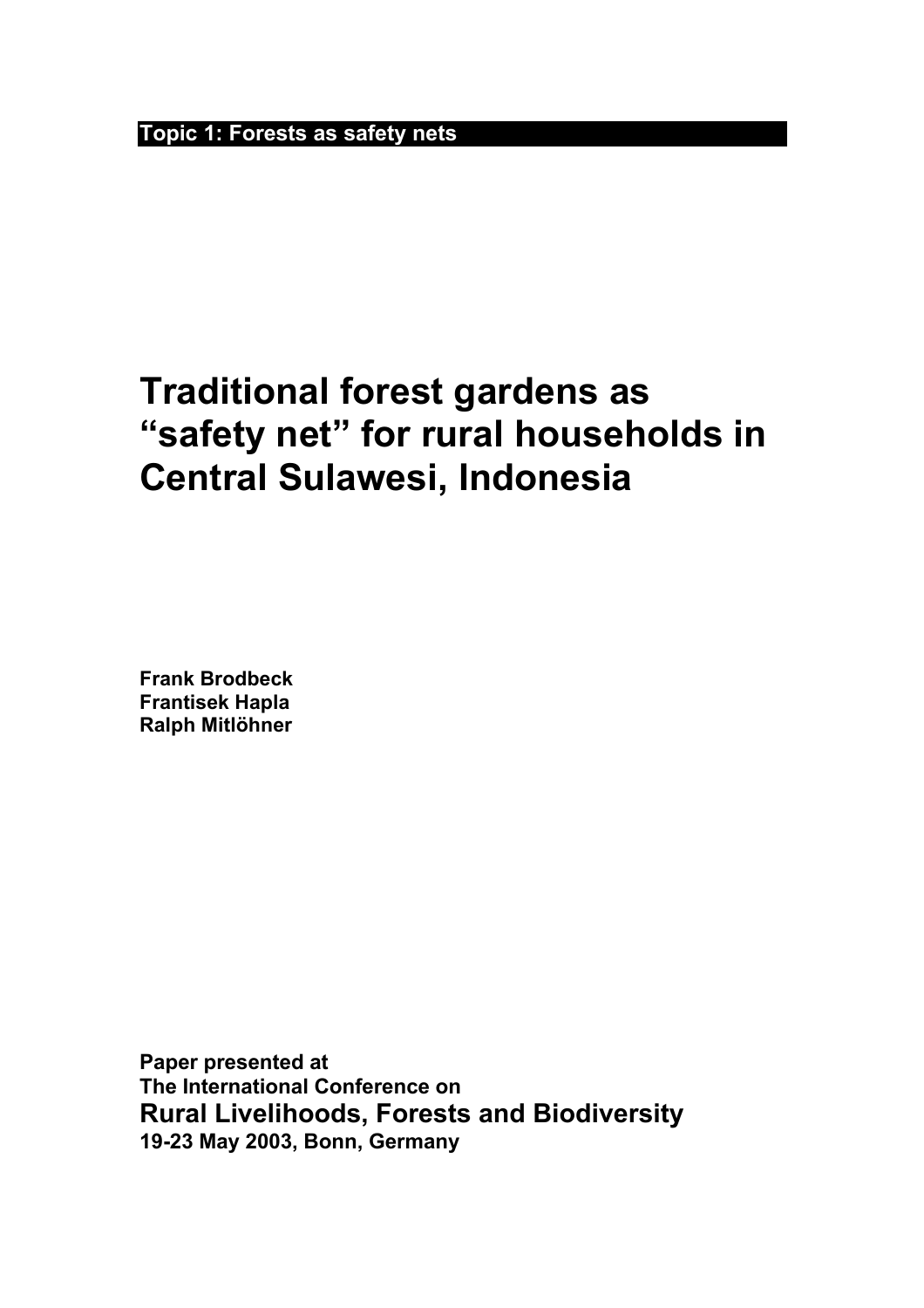**Topic 1: Forests as safety nets**

# Traditional forest gardens as "safety net" for rural households in Central Sulawesi, Indonesia

**Frank Brodbeck**
**Frantisek Hapla**
**Ralph Mitlöhner**

**Paper presented at**
**The International Conference on**
**Rural Livelihoods, Forests and Biodiversity**
**19-23 May 2003, Bonn, Germany**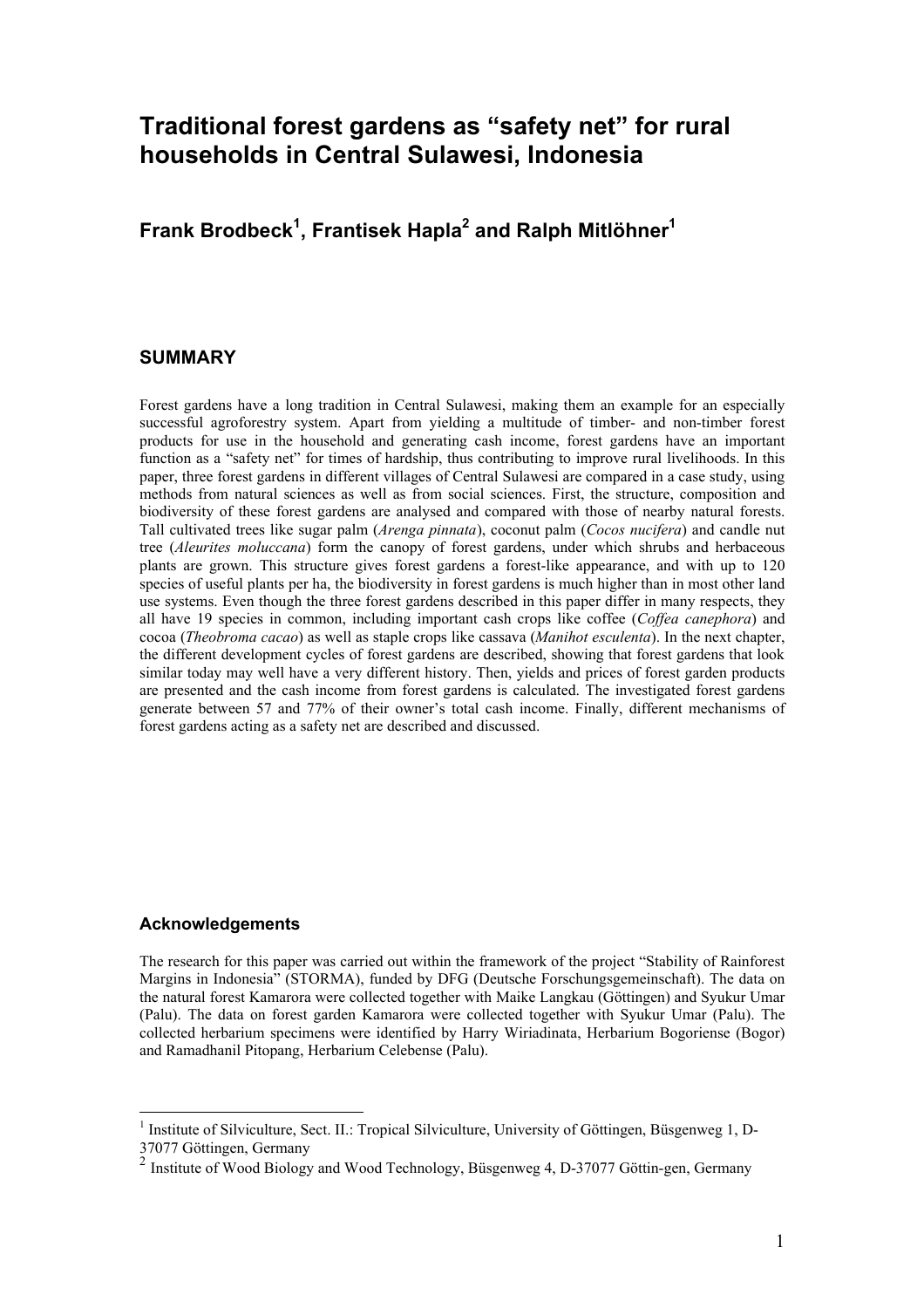# Traditional forest gardens as "safety net" for rural households in Central Sulawesi, Indonesia

## Frank Brodbeck[1], Frantisek Hapla[2] and Ralph Mitlöhner[1]

## SUMMARY

Forest gardens have a long tradition in Central Sulawesi, making them an example for an especially successful agroforestry system. Apart from yielding a multitude of timber- and non-timber forest products for use in the household and generating cash income, forest gardens have an important function as a "safety net" for times of hardship, thus contributing to improve rural livelihoods. In this paper, three forest gardens in different villages of Central Sulawesi are compared in a case study, using methods from natural sciences as well as from social sciences. First, the structure, composition and biodiversity of these forest gardens are analysed and compared with those of nearby natural forests. Tall cultivated trees like sugar palm (*Arenga pinnata*), coconut palm (*Cocos nucifera*) and candle nut tree (*Aleurites moluccana*) form the canopy of forest gardens, under which shrubs and herbaceous plants are grown. This structure gives forest gardens a forest-like appearance, and with up to 120 species of useful plants per ha, the biodiversity in forest gardens is much higher than in most other land use systems. Even though the three forest gardens described in this paper differ in many respects, they all have 19 species in common, including important cash crops like coffee (*Coffea canephora*) and cocoa (*Theobroma cacao*) as well as staple crops like cassava (*Manihot esculenta*). In the next chapter, the different development cycles of forest gardens are described, showing that forest gardens that look similar today may well have a very different history. Then, yields and prices of forest garden products are presented and the cash income from forest gardens is calculated. The investigated forest gardens generate between 57 and 77% of their owner's total cash income. Finally, different mechanisms of forest gardens acting as a safety net are described and discussed.

### Acknowledgements

The research for this paper was carried out within the framework of the project "Stability of Rainforest Margins in Indonesia" (STORMA), funded by DFG (Deutsche Forschungsgemeinschaft). The data on the natural forest Kamarora were collected together with Maike Langkau (Göttingen) and Syukur Umar (Palu). The data on forest garden Kamarora were collected together with Syukur Umar (Palu). The collected herbarium specimens were identified by Harry Wiriadinata, Herbarium Bogoriense (Bogor) and Ramadhanil Pitopang, Herbarium Celebense (Palu).

---

[1] Institute of Silviculture, Sect. II.: Tropical Silviculture, University of Göttingen, Büsgenweg 1, D-37077 Göttingen, Germany

[2] Institute of Wood Biology and Wood Technology, Büsgenweg 4, D-37077 Göttin-gen, Germany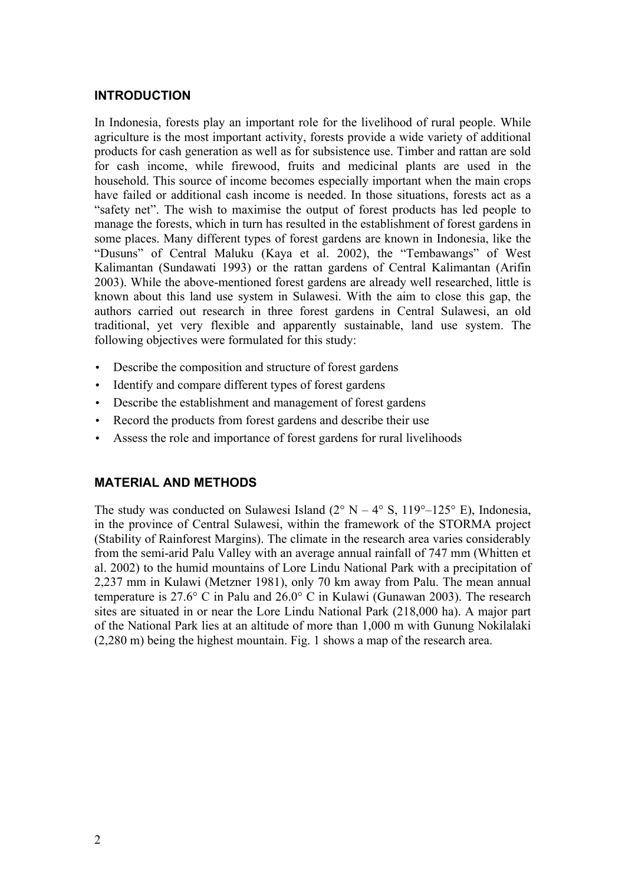## INTRODUCTION

In Indonesia, forests play an important role for the livelihood of rural people. While agriculture is the most important activity, forests provide a wide variety of additional products for cash generation as well as for subsistence use. Timber and rattan are sold for cash income, while firewood, fruits and medicinal plants are used in the household. This source of income becomes especially important when the main crops have failed or additional cash income is needed. In those situations, forests act as a "safety net". The wish to maximise the output of forest products has led people to manage the forests, which in turn has resulted in the establishment of forest gardens in some places. Many different types of forest gardens are known in Indonesia, like the "Dusuns" of Central Maluku (Kaya et al. 2002), the "Tembawangs" of West Kalimantan (Sundawati 1993) or the rattan gardens of Central Kalimantan (Arifin 2003). While the above-mentioned forest gardens are already well researched, little is known about this land use system in Sulawesi. With the aim to close this gap, the authors carried out research in three forest gardens in Central Sulawesi, an old traditional, yet very flexible and apparently sustainable, land use system. The following objectives were formulated for this study:

- Describe the composition and structure of forest gardens
- Identify and compare different types of forest gardens
- Describe the establishment and management of forest gardens
- Record the products from forest gardens and describe their use
- Assess the role and importance of forest gardens for rural livelihoods

## MATERIAL AND METHODS

The study was conducted on Sulawesi Island (2° N – 4° S, 119°–125° E), Indonesia, in the province of Central Sulawesi, within the framework of the STORMA project (Stability of Rainforest Margins). The climate in the research area varies considerably from the semi-arid Palu Valley with an average annual rainfall of 747 mm (Whitten et al. 2002) to the humid mountains of Lore Lindu National Park with a precipitation of 2,237 mm in Kulawi (Metzner 1981), only 70 km away from Palu. The mean annual temperature is 27.6° C in Palu and 26.0° C in Kulawi (Gunawan 2003). The research sites are situated in or near the Lore Lindu National Park (218,000 ha). A major part of the National Park lies at an altitude of more than 1,000 m with Gunung Nokilalaki (2,280 m) being the highest mountain. Fig. 1 shows a map of the research area.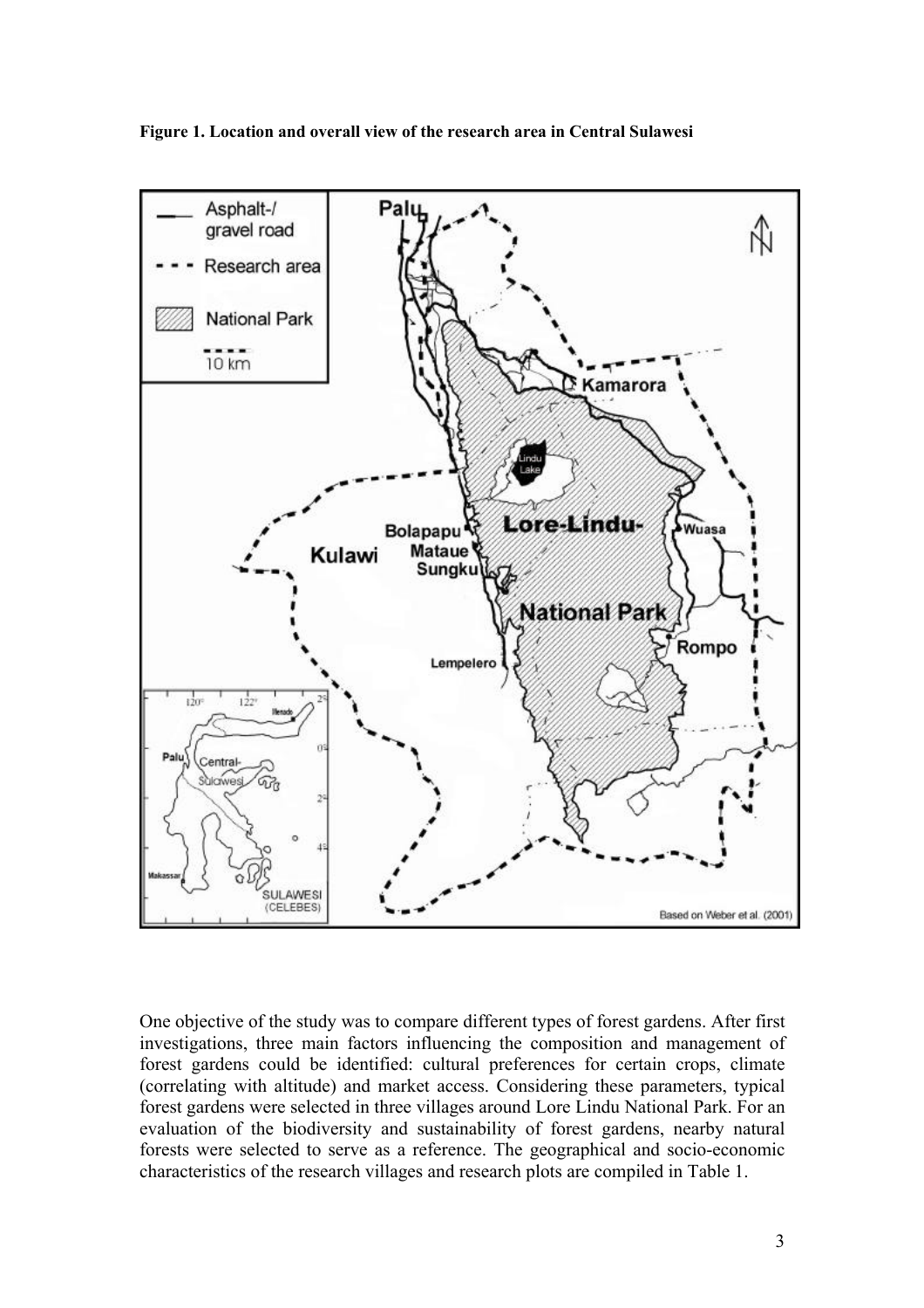**Figure 1. Location and overall view of the research area in Central Sulawesi**

One objective of the study was to compare different types of forest gardens. After first investigations, three main factors influencing the composition and management of forest gardens could be identified: cultural preferences for certain crops, climate (correlating with altitude) and market access. Considering these parameters, typical forest gardens were selected in three villages around Lore Lindu National Park. For an evaluation of the biodiversity and sustainability of forest gardens, nearby natural forests were selected to serve as a reference. The geographical and socio-economic characteristics of the research villages and research plots are compiled in Table 1.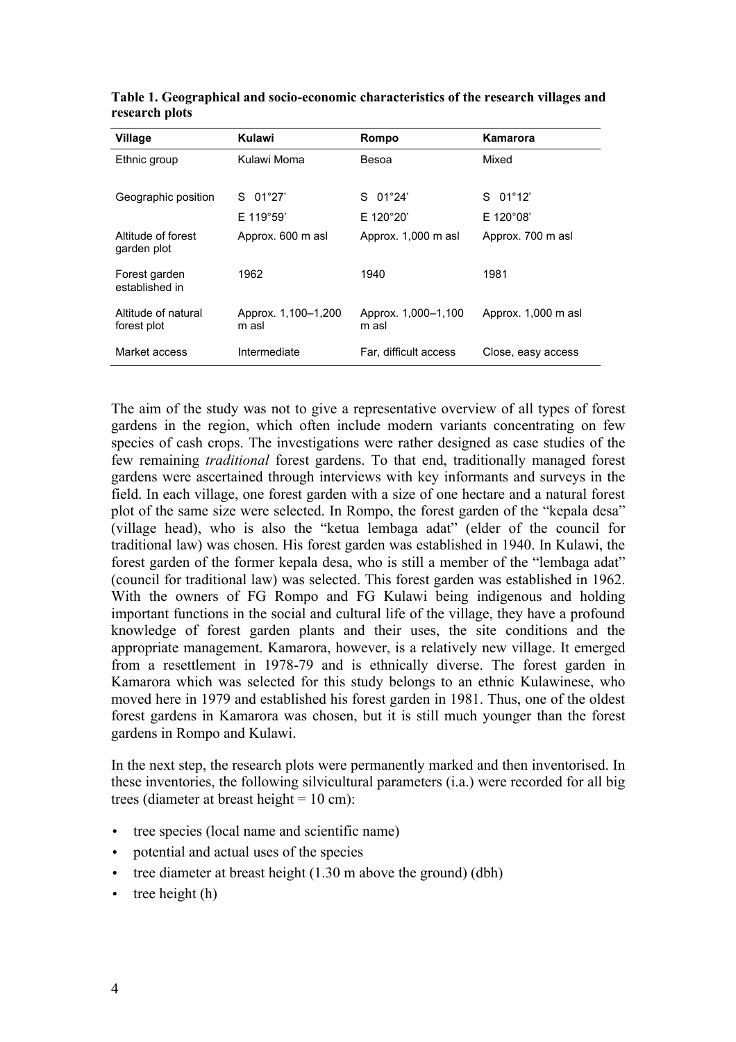**Table 1. Geographical and socio-economic characteristics of the research villages and research plots**

| Village | Kulawi | Rompo | Kamarora |
|---|---|---|---|
| Ethnic group | Kulawi Moma | Besoa | Mixed |
| Geographic position | S 01°27'<br>E 119°59' | S 01°24'<br>E 120°20' | S 01°12'<br>E 120°08' |
| Altitude of forest garden plot | Approx. 600 m asl | Approx. 1,000 m asl | Approx. 700 m asl |
| Forest garden established in | 1962 | 1940 | 1981 |
| Altitude of natural forest plot | Approx. 1,100–1,200 m asl | Approx. 1,000–1,100 m asl | Approx. 1,000 m asl |
| Market access | Intermediate | Far, difficult access | Close, easy access |

The aim of the study was not to give a representative overview of all types of forest gardens in the region, which often include modern variants concentrating on few species of cash crops. The investigations were rather designed as case studies of the few remaining *traditional* forest gardens. To that end, traditionally managed forest gardens were ascertained through interviews with key informants and surveys in the field. In each village, one forest garden with a size of one hectare and a natural forest plot of the same size were selected. In Rompo, the forest garden of the "kepala desa" (village head), who is also the "ketua lembaga adat" (elder of the council for traditional law) was chosen. His forest garden was established in 1940. In Kulawi, the forest garden of the former kepala desa, who is still a member of the "lembaga adat" (council for traditional law) was selected. This forest garden was established in 1962. With the owners of FG Rompo and FG Kulawi being indigenous and holding important functions in the social and cultural life of the village, they have a profound knowledge of forest garden plants and their uses, the site conditions and the appropriate management. Kamarora, however, is a relatively new village. It emerged from a resettlement in 1978-79 and is ethnically diverse. The forest garden in Kamarora which was selected for this study belongs to an ethnic Kulawinese, who moved here in 1979 and established his forest garden in 1981. Thus, one of the oldest forest gardens in Kamarora was chosen, but it is still much younger than the forest gardens in Rompo and Kulawi.

In the next step, the research plots were permanently marked and then inventorised. In these inventories, the following silvicultural parameters (i.a.) were recorded for all big trees (diameter at breast height = 10 cm):

- tree species (local name and scientific name)
- potential and actual uses of the species
- tree diameter at breast height (1.30 m above the ground) (dbh)
- tree height (h)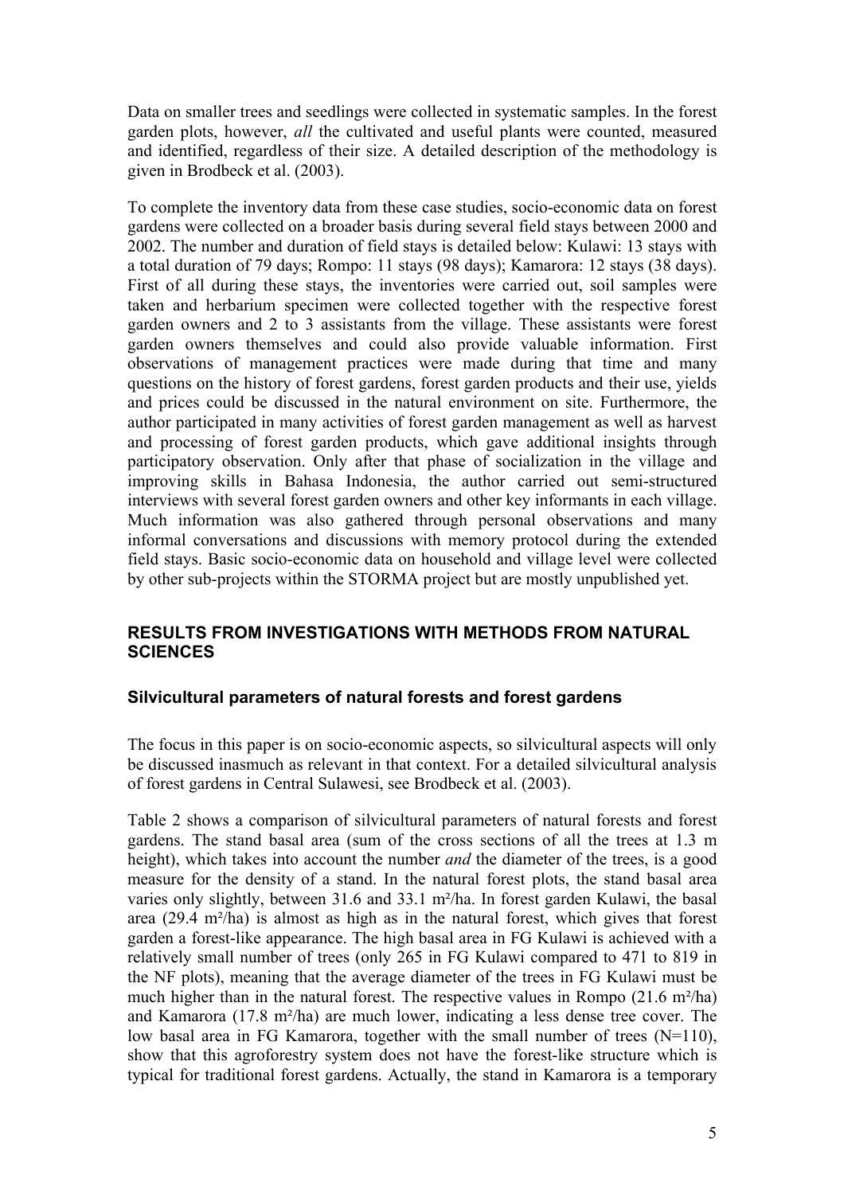Data on smaller trees and seedlings were collected in systematic samples. In the forest garden plots, however, *all* the cultivated and useful plants were counted, measured and identified, regardless of their size. A detailed description of the methodology is given in Brodbeck et al. (2003).

To complete the inventory data from these case studies, socio-economic data on forest gardens were collected on a broader basis during several field stays between 2000 and 2002. The number and duration of field stays is detailed below: Kulawi: 13 stays with a total duration of 79 days; Rompo: 11 stays (98 days); Kamarora: 12 stays (38 days). First of all during these stays, the inventories were carried out, soil samples were taken and herbarium specimen were collected together with the respective forest garden owners and 2 to 3 assistants from the village. These assistants were forest garden owners themselves and could also provide valuable information. First observations of management practices were made during that time and many questions on the history of forest gardens, forest garden products and their use, yields and prices could be discussed in the natural environment on site. Furthermore, the author participated in many activities of forest garden management as well as harvest and processing of forest garden products, which gave additional insights through participatory observation. Only after that phase of socialization in the village and improving skills in Bahasa Indonesia, the author carried out semi-structured interviews with several forest garden owners and other key informants in each village. Much information was also gathered through personal observations and many informal conversations and discussions with memory protocol during the extended field stays. Basic socio-economic data on household and village level were collected by other sub-projects within the STORMA project but are mostly unpublished yet.

## RESULTS FROM INVESTIGATIONS WITH METHODS FROM NATURAL SCIENCES

### Silvicultural parameters of natural forests and forest gardens

The focus in this paper is on socio-economic aspects, so silvicultural aspects will only be discussed inasmuch as relevant in that context. For a detailed silvicultural analysis of forest gardens in Central Sulawesi, see Brodbeck et al. (2003).

Table 2 shows a comparison of silvicultural parameters of natural forests and forest gardens. The stand basal area (sum of the cross sections of all the trees at 1.3 m height), which takes into account the number *and* the diameter of the trees, is a good measure for the density of a stand. In the natural forest plots, the stand basal area varies only slightly, between 31.6 and 33.1 m²/ha. In forest garden Kulawi, the basal area (29.4 m²/ha) is almost as high as in the natural forest, which gives that forest garden a forest-like appearance. The high basal area in FG Kulawi is achieved with a relatively small number of trees (only 265 in FG Kulawi compared to 471 to 819 in the NF plots), meaning that the average diameter of the trees in FG Kulawi must be much higher than in the natural forest. The respective values in Rompo (21.6 m²/ha) and Kamarora (17.8 m²/ha) are much lower, indicating a less dense tree cover. The low basal area in FG Kamarora, together with the small number of trees (N=110), show that this agroforestry system does not have the forest-like structure which is typical for traditional forest gardens. Actually, the stand in Kamarora is a temporary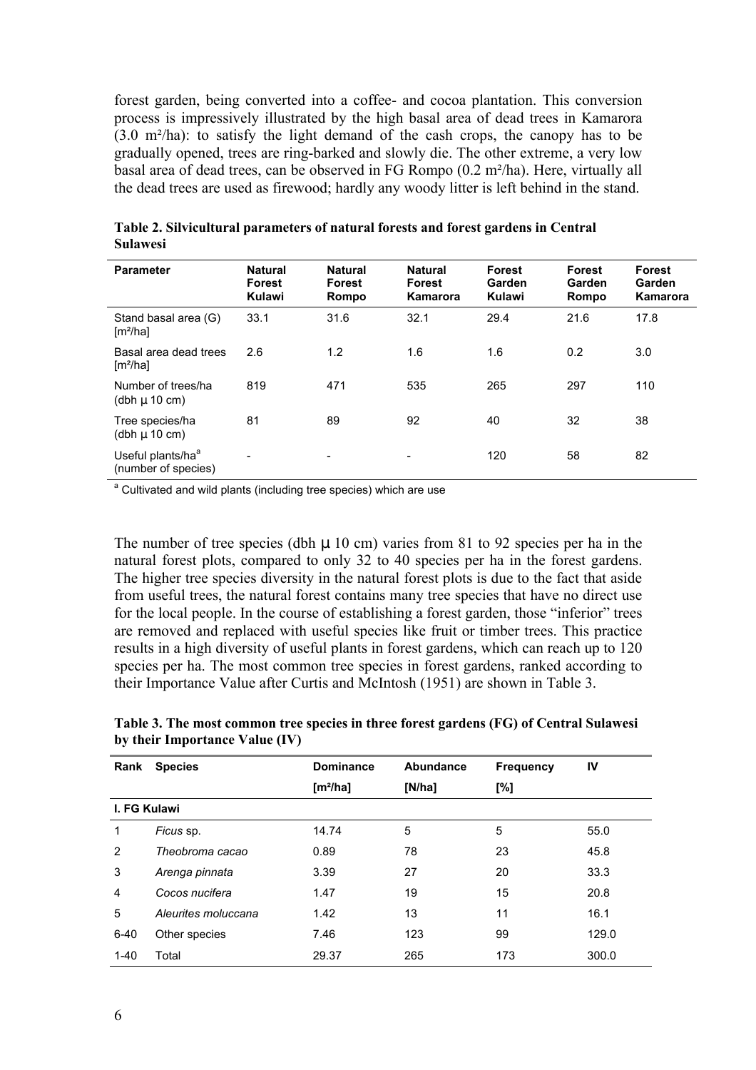forest garden, being converted into a coffee- and cocoa plantation. This conversion process is impressively illustrated by the high basal area of dead trees in Kamarora (3.0 m²/ha): to satisfy the light demand of the cash crops, the canopy has to be gradually opened, trees are ring-barked and slowly die. The other extreme, a very low basal area of dead trees, can be observed in FG Rompo (0.2 m²/ha). Here, virtually all the dead trees are used as firewood; hardly any woody litter is left behind in the stand.

**Table 2. Silvicultural parameters of natural forests and forest gardens in Central Sulawesi**

| Parameter | Natural Forest Kulawi | Natural Forest Rompo | Natural Forest Kamarora | Forest Garden Kulawi | Forest Garden Rompo | Forest Garden Kamarora |
|---|---|---|---|---|---|---|
| Stand basal area (G) [m²/ha] | 33.1 | 31.6 | 32.1 | 29.4 | 21.6 | 17.8 |
| Basal area dead trees [m²/ha] | 2.6 | 1.2 | 1.6 | 1.6 | 0.2 | 3.0 |
| Number of trees/ha (dbh µ 10 cm) | 819 | 471 | 535 | 265 | 297 | 110 |
| Tree species/ha (dbh µ 10 cm) | 81 | 89 | 92 | 40 | 32 | 38 |
| Useful plants/ha[a] (number of species) | - | - | - | 120 | 58 | 82 |

[a] Cultivated and wild plants (including tree species) which are use

The number of tree species (dbh µ 10 cm) varies from 81 to 92 species per ha in the natural forest plots, compared to only 32 to 40 species per ha in the forest gardens. The higher tree species diversity in the natural forest plots is due to the fact that aside from useful trees, the natural forest contains many tree species that have no direct use for the local people. In the course of establishing a forest garden, those "inferior" trees are removed and replaced with useful species like fruit or timber trees. This practice results in a high diversity of useful plants in forest gardens, which can reach up to 120 species per ha. The most common tree species in forest gardens, ranked according to their Importance Value after Curtis and McIntosh (1951) are shown in Table 3.

**Table 3. The most common tree species in three forest gardens (FG) of Central Sulawesi by their Importance Value (IV)**

| Rank | Species | Dominance [m²/ha] | Abundance [N/ha] | Frequency [%] | IV |
|---|---|---|---|---|---|
| **I. FG Kulawi** | | | | | |
| 1 | *Ficus* sp. | 14.74 | 5 | 5 | 55.0 |
| 2 | *Theobroma cacao* | 0.89 | 78 | 23 | 45.8 |
| 3 | *Arenga pinnata* | 3.39 | 27 | 20 | 33.3 |
| 4 | *Cocos nucifera* | 1.47 | 19 | 15 | 20.8 |
| 5 | *Aleurites moluccana* | 1.42 | 13 | 11 | 16.1 |
| 6-40 | Other species | 7.46 | 123 | 99 | 129.0 |
| 1-40 | Total | 29.37 | 265 | 173 | 300.0 |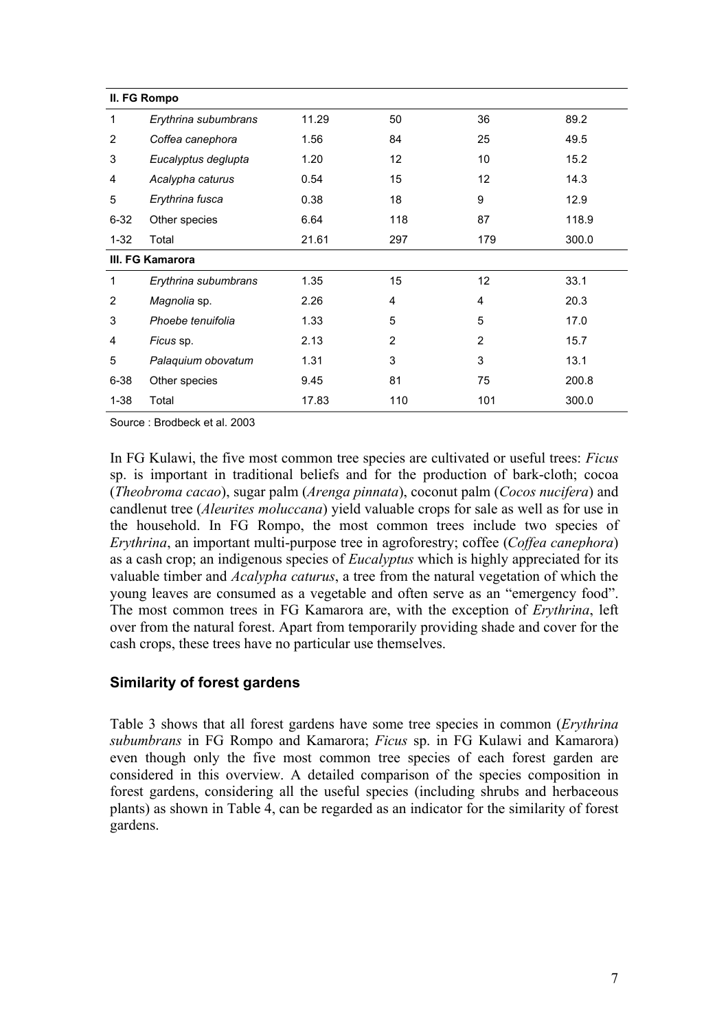| | | | | | |
|---|---|---|---|---|---|
| **II. FG Rompo** | | | | | |
| 1 | *Erythrina subumbrans* | 11.29 | 50 | 36 | 89.2 |
| 2 | *Coffea canephora* | 1.56 | 84 | 25 | 49.5 |
| 3 | *Eucalyptus deglupta* | 1.20 | 12 | 10 | 15.2 |
| 4 | *Acalypha caturus* | 0.54 | 15 | 12 | 14.3 |
| 5 | *Erythrina fusca* | 0.38 | 18 | 9 | 12.9 |
| 6-32 | Other species | 6.64 | 118 | 87 | 118.9 |
| 1-32 | Total | 21.61 | 297 | 179 | 300.0 |
| **III. FG Kamarora** | | | | | |
| 1 | *Erythrina subumbrans* | 1.35 | 15 | 12 | 33.1 |
| 2 | *Magnolia* sp. | 2.26 | 4 | 4 | 20.3 |
| 3 | *Phoebe tenuifolia* | 1.33 | 5 | 5 | 17.0 |
| 4 | *Ficus* sp. | 2.13 | 2 | 2 | 15.7 |
| 5 | *Palaquium obovatum* | 1.31 | 3 | 3 | 13.1 |
| 6-38 | Other species | 9.45 | 81 | 75 | 200.8 |
| 1-38 | Total | 17.83 | 110 | 101 | 300.0 |

Source : Brodbeck et al. 2003

In FG Kulawi, the five most common tree species are cultivated or useful trees: *Ficus* sp. is important in traditional beliefs and for the production of bark-cloth; cocoa (*Theobroma cacao*), sugar palm (*Arenga pinnata*), coconut palm (*Cocos nucifera*) and candlenut tree (*Aleurites moluccana*) yield valuable crops for sale as well as for use in the household. In FG Rompo, the most common trees include two species of *Erythrina*, an important multi-purpose tree in agroforestry; coffee (*Coffea canephora*) as a cash crop; an indigenous species of *Eucalyptus* which is highly appreciated for its valuable timber and *Acalypha caturus*, a tree from the natural vegetation of which the young leaves are consumed as a vegetable and often serve as an "emergency food". The most common trees in FG Kamarora are, with the exception of *Erythrina*, left over from the natural forest. Apart from temporarily providing shade and cover for the cash crops, these trees have no particular use themselves.

## Similarity of forest gardens

Table 3 shows that all forest gardens have some tree species in common (*Erythrina subumbrans* in FG Rompo and Kamarora; *Ficus* sp. in FG Kulawi and Kamarora) even though only the five most common tree species of each forest garden are considered in this overview. A detailed comparison of the species composition in forest gardens, considering all the useful species (including shrubs and herbaceous plants) as shown in Table 4, can be regarded as an indicator for the similarity of forest gardens.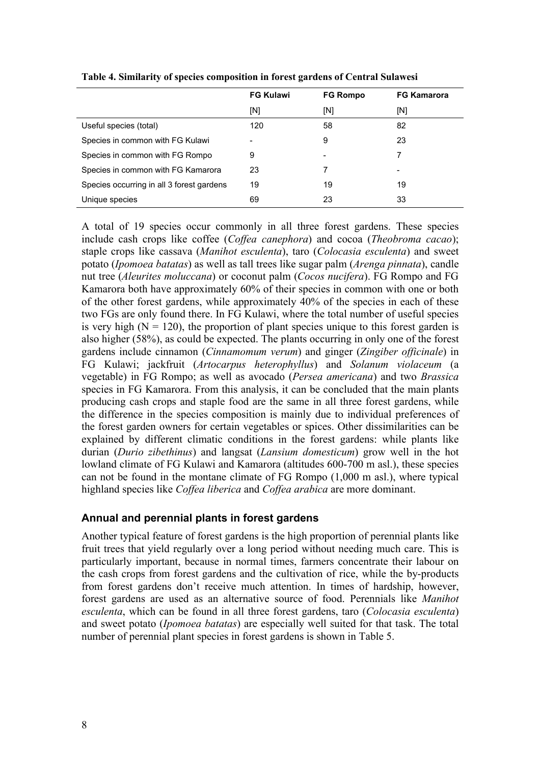**Table 4. Similarity of species composition in forest gardens of Central Sulawesi**

| | FG Kulawi | FG Rompo | FG Kamarora |
|---|---|---|---|
| | [N] | [N] | [N] |
| Useful species (total) | 120 | 58 | 82 |
| Species in common with FG Kulawi | - | 9 | 23 |
| Species in common with FG Rompo | 9 | - | 7 |
| Species in common with FG Kamarora | 23 | 7 | - |
| Species occurring in all 3 forest gardens | 19 | 19 | 19 |
| Unique species | 69 | 23 | 33 |

A total of 19 species occur commonly in all three forest gardens. These species include cash crops like coffee (*Coffea canephora*) and cocoa (*Theobroma cacao*); staple crops like cassava (*Manihot esculenta*), taro (*Colocasia esculenta*) and sweet potato (*Ipomoea batatas*) as well as tall trees like sugar palm (*Arenga pinnata*), candle nut tree (*Aleurites moluccana*) or coconut palm (*Cocos nucifera*). FG Rompo and FG Kamarora both have approximately 60% of their species in common with one or both of the other forest gardens, while approximately 40% of the species in each of these two FGs are only found there. In FG Kulawi, where the total number of useful species is very high (N = 120), the proportion of plant species unique to this forest garden is also higher (58%), as could be expected. The plants occurring in only one of the forest gardens include cinnamon (*Cinnamomum verum*) and ginger (*Zingiber officinale*) in FG Kulawi; jackfruit (*Artocarpus heterophyllus*) and *Solanum violaceum* (a vegetable) in FG Rompo; as well as avocado (*Persea americana*) and two *Brassica* species in FG Kamarora. From this analysis, it can be concluded that the main plants producing cash crops and staple food are the same in all three forest gardens, while the difference in the species composition is mainly due to individual preferences of the forest garden owners for certain vegetables or spices. Other dissimilarities can be explained by different climatic conditions in the forest gardens: while plants like durian (*Durio zibethinus*) and langsat (*Lansium domesticum*) grow well in the hot lowland climate of FG Kulawi and Kamarora (altitudes 600-700 m asl.), these species can not be found in the montane climate of FG Rompo (1,000 m asl.), where typical highland species like *Coffea liberica* and *Coffea arabica* are more dominant.

### Annual and perennial plants in forest gardens

Another typical feature of forest gardens is the high proportion of perennial plants like fruit trees that yield regularly over a long period without needing much care. This is particularly important, because in normal times, farmers concentrate their labour on the cash crops from forest gardens and the cultivation of rice, while the by-products from forest gardens don't receive much attention. In times of hardship, however, forest gardens are used as an alternative source of food. Perennials like *Manihot esculenta*, which can be found in all three forest gardens, taro (*Colocasia esculenta*) and sweet potato (*Ipomoea batatas*) are especially well suited for that task. The total number of perennial plant species in forest gardens is shown in Table 5.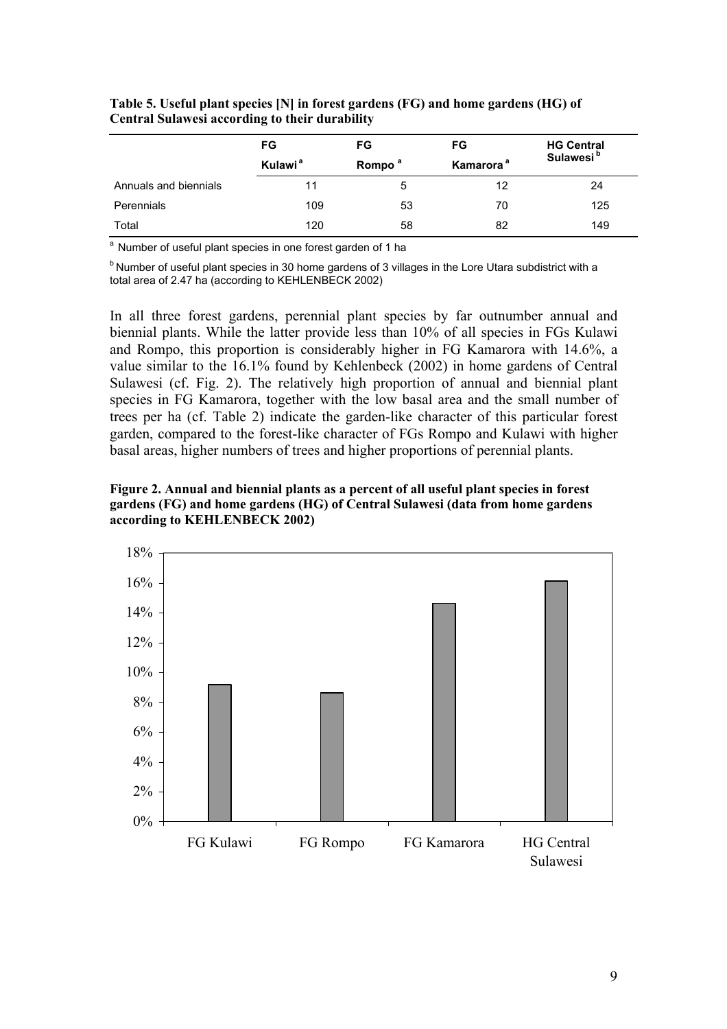**Table 5. Useful plant species [N] in forest gardens (FG) and home gardens (HG) of Central Sulawesi according to their durability**

| | FG Kulawi [a] | FG Rompo [a] | FG Kamarora [a] | HG Central Sulawesi [b] |
|---|---|---|---|---|
| Annuals and biennials | 11 | 5 | 12 | 24 |
| Perennials | 109 | 53 | 70 | 125 |
| Total | 120 | 58 | 82 | 149 |

[a] Number of useful plant species in one forest garden of 1 ha

[b] Number of useful plant species in 30 home gardens of 3 villages in the Lore Utara subdistrict with a total area of 2.47 ha (according to KEHLENBECK 2002)

In all three forest gardens, perennial plant species by far outnumber annual and biennial plants. While the latter provide less than 10% of all species in FGs Kulawi and Rompo, this proportion is considerably higher in FG Kamarora with 14.6%, a value similar to the 16.1% found by Kehlenbeck (2002) in home gardens of Central Sulawesi (cf. Fig. 2). The relatively high proportion of annual and biennial plant species in FG Kamarora, together with the low basal area and the small number of trees per ha (cf. Table 2) indicate the garden-like character of this particular forest garden, compared to the forest-like character of FGs Rompo and Kulawi with higher basal areas, higher numbers of trees and higher proportions of perennial plants.

**Figure 2. Annual and biennial plants as a percent of all useful plant species in forest gardens (FG) and home gardens (HG) of Central Sulawesi (data from home gardens according to KEHLENBECK 2002)**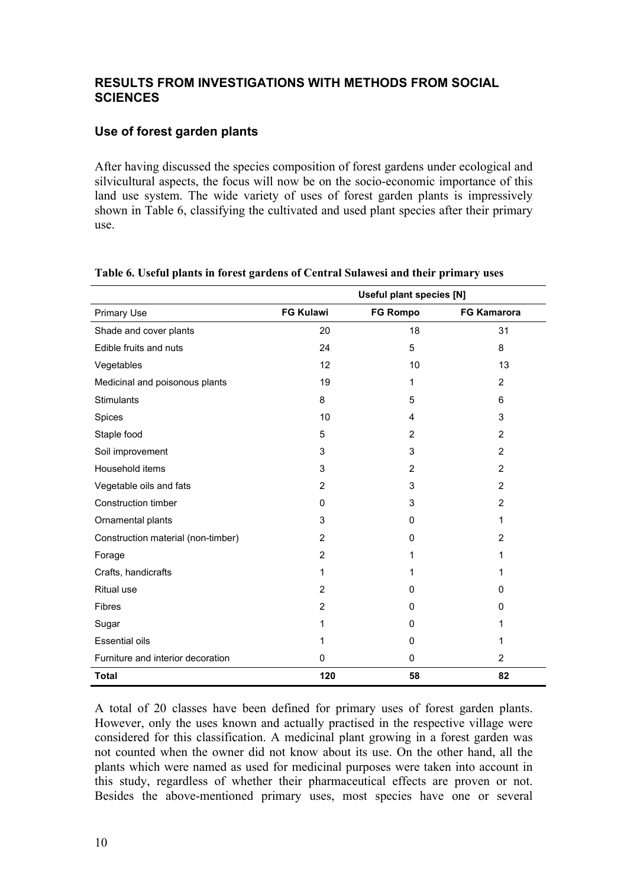## RESULTS FROM INVESTIGATIONS WITH METHODS FROM SOCIAL SCIENCES

### Use of forest garden plants

After having discussed the species composition of forest gardens under ecological and silvicultural aspects, the focus will now be on the socio-economic importance of this land use system. The wide variety of uses of forest garden plants is impressively shown in Table 6, classifying the cultivated and used plant species after their primary use.

**Table 6. Useful plants in forest gardens of Central Sulawesi and their primary uses**

| | Useful plant species [N] | | |
|---|---|---|---|
| Primary Use | **FG Kulawi** | **FG Rompo** | **FG Kamarora** |
| Shade and cover plants | 20 | 18 | 31 |
| Edible fruits and nuts | 24 | 5 | 8 |
| Vegetables | 12 | 10 | 13 |
| Medicinal and poisonous plants | 19 | 1 | 2 |
| Stimulants | 8 | 5 | 6 |
| Spices | 10 | 4 | 3 |
| Staple food | 5 | 2 | 2 |
| Soil improvement | 3 | 3 | 2 |
| Household items | 3 | 2 | 2 |
| Vegetable oils and fats | 2 | 3 | 2 |
| Construction timber | 0 | 3 | 2 |
| Ornamental plants | 3 | 0 | 1 |
| Construction material (non-timber) | 2 | 0 | 2 |
| Forage | 2 | 1 | 1 |
| Crafts, handicrafts | 1 | 1 | 1 |
| Ritual use | 2 | 0 | 0 |
| Fibres | 2 | 0 | 0 |
| Sugar | 1 | 0 | 1 |
| Essential oils | 1 | 0 | 1 |
| Furniture and interior decoration | 0 | 0 | 2 |
| **Total** | **120** | **58** | **82** |

A total of 20 classes have been defined for primary uses of forest garden plants. However, only the uses known and actually practised in the respective village were considered for this classification. A medicinal plant growing in a forest garden was not counted when the owner did not know about its use. On the other hand, all the plants which were named as used for medicinal purposes were taken into account in this study, regardless of whether their pharmaceutical effects are proven or not. Besides the above-mentioned primary uses, most species have one or several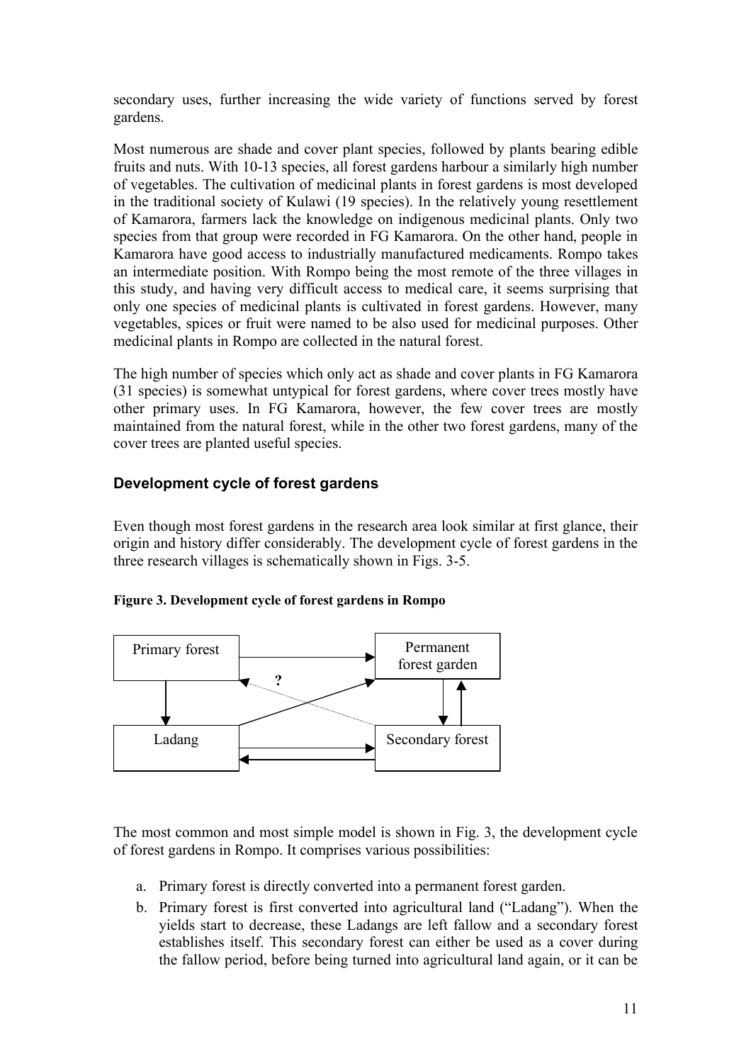secondary uses, further increasing the wide variety of functions served by forest gardens.

Most numerous are shade and cover plant species, followed by plants bearing edible fruits and nuts. With 10-13 species, all forest gardens harbour a similarly high number of vegetables. The cultivation of medicinal plants in forest gardens is most developed in the traditional society of Kulawi (19 species). In the relatively young resettlement of Kamarora, farmers lack the knowledge on indigenous medicinal plants. Only two species from that group were recorded in FG Kamarora. On the other hand, people in Kamarora have good access to industrially manufactured medicaments. Rompo takes an intermediate position. With Rompo being the most remote of the three villages in this study, and having very difficult access to medical care, it seems surprising that only one species of medicinal plants is cultivated in forest gardens. However, many vegetables, spices or fruit were named to be also used for medicinal purposes. Other medicinal plants in Rompo are collected in the natural forest.

The high number of species which only act as shade and cover plants in FG Kamarora (31 species) is somewhat untypical for forest gardens, where cover trees mostly have other primary uses. In FG Kamarora, however, the few cover trees are mostly maintained from the natural forest, while in the other two forest gardens, many of the cover trees are planted useful species.

## Development cycle of forest gardens

Even though most forest gardens in the research area look similar at first glance, their origin and history differ considerably. The development cycle of forest gardens in the three research villages is schematically shown in Figs. 3-5.

**Figure 3. Development cycle of forest gardens in Rompo**

Primary forest | Permanent forest garden | ? | Ladang | Secondary forest

The most common and most simple model is shown in Fig. 3, the development cycle of forest gardens in Rompo. It comprises various possibilities:

a. Primary forest is directly converted into a permanent forest garden.
b. Primary forest is first converted into agricultural land ("Ladang"). When the yields start to decrease, these Ladangs are left fallow and a secondary forest establishes itself. This secondary forest can either be used as a cover during the fallow period, before being turned into agricultural land again, or it can be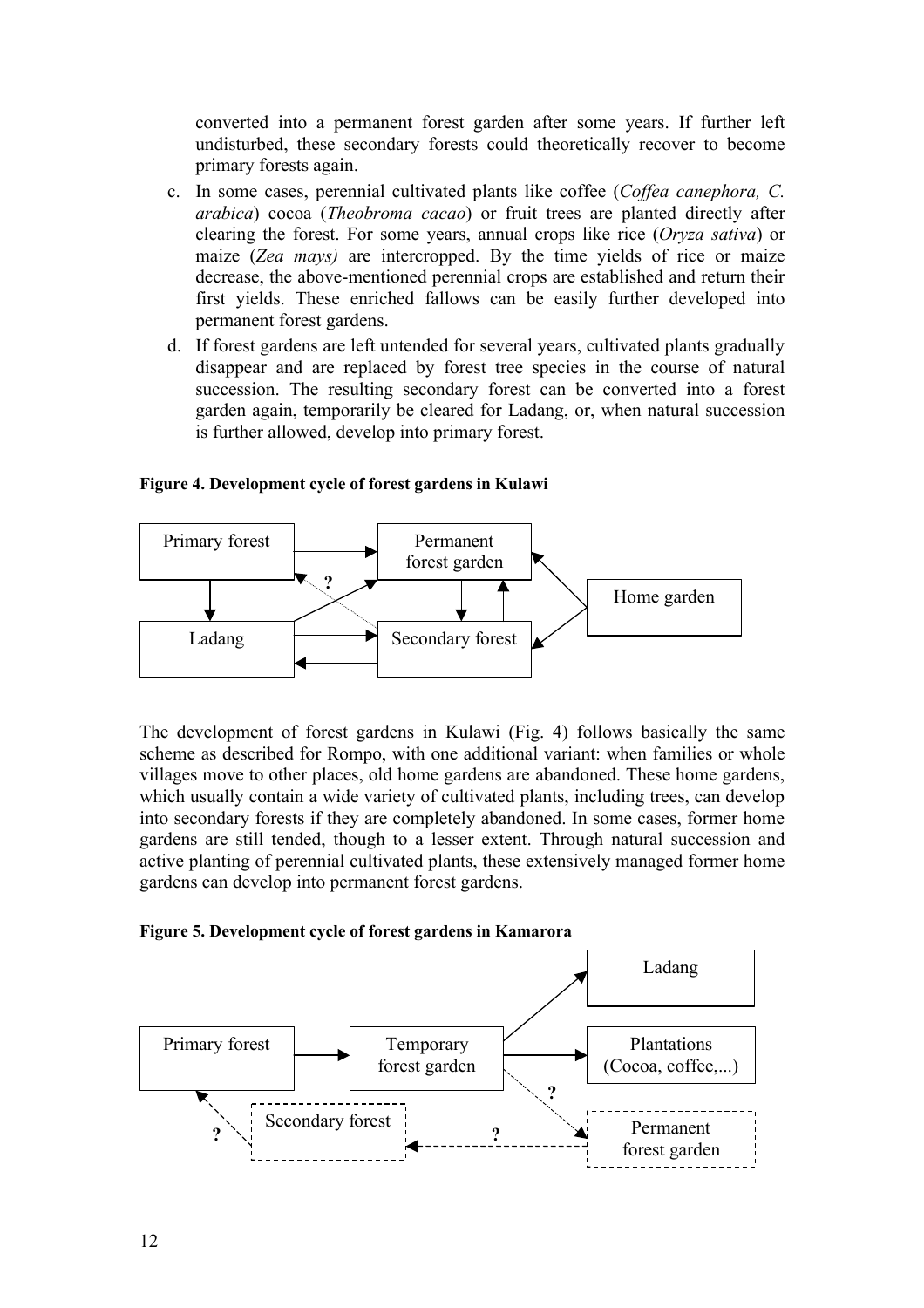converted into a permanent forest garden after some years. If further left undisturbed, these secondary forests could theoretically recover to become primary forests again.

c. In some cases, perennial cultivated plants like coffee (*Coffea canephora, C. arabica*) cocoa (*Theobroma cacao*) or fruit trees are planted directly after clearing the forest. For some years, annual crops like rice (*Oryza sativa*) or maize (*Zea mays)* are intercropped. By the time yields of rice or maize decrease, the above-mentioned perennial crops are established and return their first yields. These enriched fallows can be easily further developed into permanent forest gardens.

d. If forest gardens are left untended for several years, cultivated plants gradually disappear and are replaced by forest tree species in the course of natural succession. The resulting secondary forest can be converted into a forest garden again, temporarily be cleared for Ladang, or, when natural succession is further allowed, develop into primary forest.

**Figure 4. Development cycle of forest gardens in Kulawi**

Primary forest | Permanent forest garden | Home garden | Ladang | Secondary forest | ?

The development of forest gardens in Kulawi (Fig. 4) follows basically the same scheme as described for Rompo, with one additional variant: when families or whole villages move to other places, old home gardens are abandoned. These home gardens, which usually contain a wide variety of cultivated plants, including trees, can develop into secondary forests if they are completely abandoned. In some cases, former home gardens are still tended, though to a lesser extent. Through natural succession and active planting of perennial cultivated plants, these extensively managed former home gardens can develop into permanent forest gardens.

**Figure 5. Development cycle of forest gardens in Kamarora**

Primary forest | Temporary forest garden | Ladang | Plantations (Cocoa, coffee,...) | Permanent forest garden | Secondary forest | ?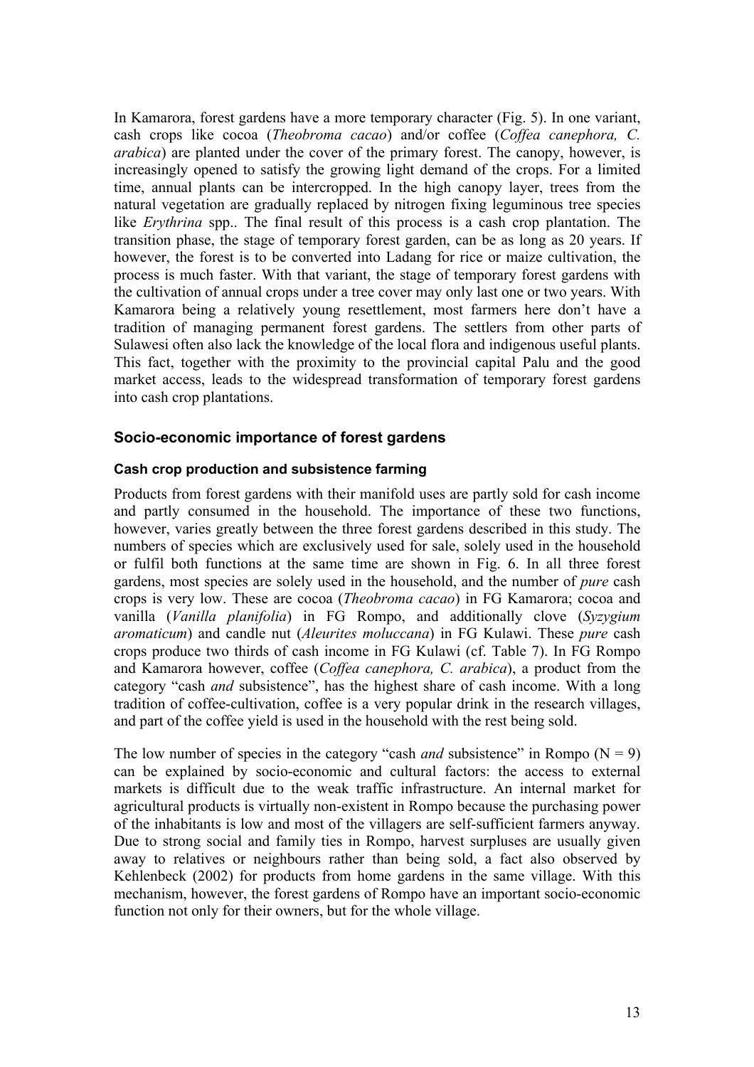In Kamarora, forest gardens have a more temporary character (Fig. 5). In one variant, cash crops like cocoa (*Theobroma cacao*) and/or coffee (*Coffea canephora, C. arabica*) are planted under the cover of the primary forest. The canopy, however, is increasingly opened to satisfy the growing light demand of the crops. For a limited time, annual plants can be intercropped. In the high canopy layer, trees from the natural vegetation are gradually replaced by nitrogen fixing leguminous tree species like *Erythrina* spp.. The final result of this process is a cash crop plantation. The transition phase, the stage of temporary forest garden, can be as long as 20 years. If however, the forest is to be converted into Ladang for rice or maize cultivation, the process is much faster. With that variant, the stage of temporary forest gardens with the cultivation of annual crops under a tree cover may only last one or two years. With Kamarora being a relatively young resettlement, most farmers here don't have a tradition of managing permanent forest gardens. The settlers from other parts of Sulawesi often also lack the knowledge of the local flora and indigenous useful plants. This fact, together with the proximity to the provincial capital Palu and the good market access, leads to the widespread transformation of temporary forest gardens into cash crop plantations.

## Socio-economic importance of forest gardens

### Cash crop production and subsistence farming

Products from forest gardens with their manifold uses are partly sold for cash income and partly consumed in the household. The importance of these two functions, however, varies greatly between the three forest gardens described in this study. The numbers of species which are exclusively used for sale, solely used in the household or fulfil both functions at the same time are shown in Fig. 6. In all three forest gardens, most species are solely used in the household, and the number of *pure* cash crops is very low. These are cocoa (*Theobroma cacao*) in FG Kamarora; cocoa and vanilla (*Vanilla planifolia*) in FG Rompo, and additionally clove (*Syzygium aromaticum*) and candle nut (*Aleurites moluccana*) in FG Kulawi. These *pure* cash crops produce two thirds of cash income in FG Kulawi (cf. Table 7). In FG Rompo and Kamarora however, coffee (*Coffea canephora, C. arabica*), a product from the category "cash *and* subsistence", has the highest share of cash income. With a long tradition of coffee-cultivation, coffee is a very popular drink in the research villages, and part of the coffee yield is used in the household with the rest being sold.

The low number of species in the category "cash *and* subsistence" in Rompo (N = 9) can be explained by socio-economic and cultural factors: the access to external markets is difficult due to the weak traffic infrastructure. An internal market for agricultural products is virtually non-existent in Rompo because the purchasing power of the inhabitants is low and most of the villagers are self-sufficient farmers anyway. Due to strong social and family ties in Rompo, harvest surpluses are usually given away to relatives or neighbours rather than being sold, a fact also observed by Kehlenbeck (2002) for products from home gardens in the same village. With this mechanism, however, the forest gardens of Rompo have an important socio-economic function not only for their owners, but for the whole village.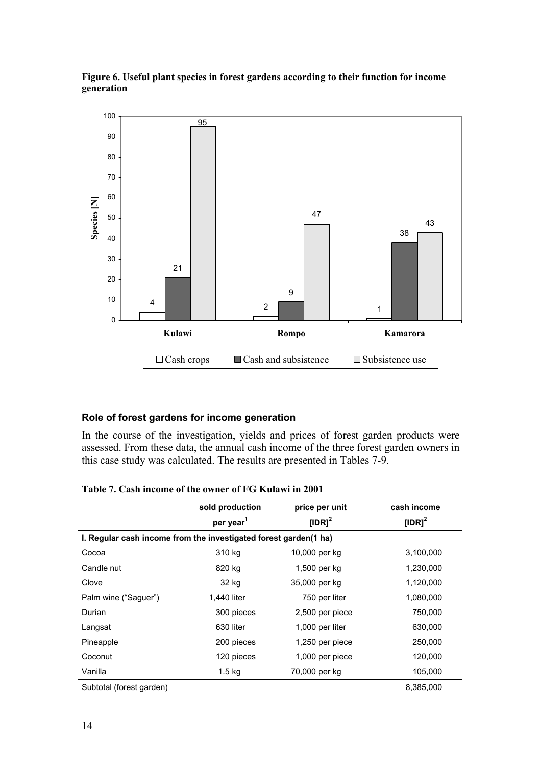**Figure 6. Useful plant species in forest gardens according to their function for income generation**

| Species [N] | Cash crops | Cash and subsistence | Subsistence use |
|---|---|---|---|
| Kulawi | 4 | 21 | 95 |
| Rompo | 2 | 9 | 47 |
| Kamarora | 1 | 38 | 43 |

### Role of forest gardens for income generation

In the course of the investigation, yields and prices of forest garden products were assessed. From these data, the annual cash income of the three forest garden owners in this case study was calculated. The results are presented in Tables 7-9.

**Table 7. Cash income of the owner of FG Kulawi in 2001**

| | sold production per year[1] | price per unit [IDR][2] | cash income [IDR][2] |
|---|---|---|---|
| **I. Regular cash income from the investigated forest garden(1 ha)** | | | |
| Cocoa | 310 kg | 10,000 per kg | 3,100,000 |
| Candle nut | 820 kg | 1,500 per kg | 1,230,000 |
| Clove | 32 kg | 35,000 per kg | 1,120,000 |
| Palm wine ("Saguer") | 1,440 liter | 750 per liter | 1,080,000 |
| Durian | 300 pieces | 2,500 per piece | 750,000 |
| Langsat | 630 liter | 1,000 per liter | 630,000 |
| Pineapple | 200 pieces | 1,250 per piece | 250,000 |
| Coconut | 120 pieces | 1,000 per piece | 120,000 |
| Vanilla | 1.5 kg | 70,000 per kg | 105,000 |
| Subtotal (forest garden) | | | 8,385,000 |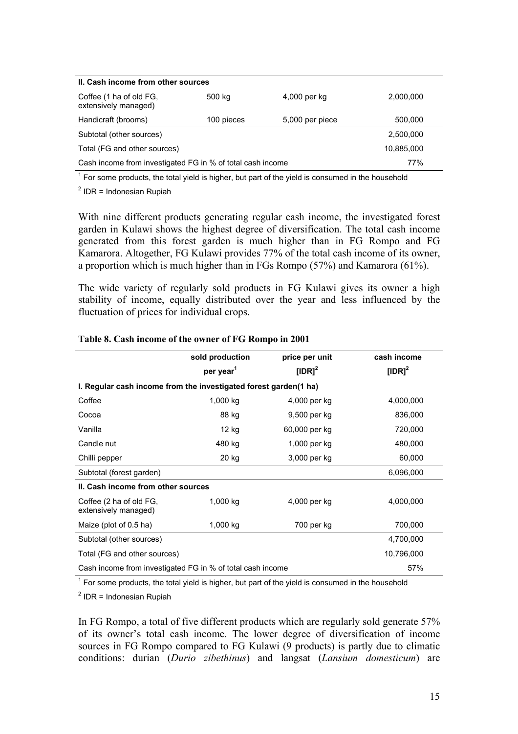| | | | |
|---|---|---|---|
| **II. Cash income from other sources** | | | |
| Coffee (1 ha of old FG, extensively managed) | 500 kg | 4,000 per kg | 2,000,000 |
| Handicraft (brooms) | 100 pieces | 5,000 per piece | 500,000 |
| Subtotal (other sources) | | | 2,500,000 |
| Total (FG and other sources) | | | 10,885,000 |
| Cash income from investigated FG in % of total cash income | | | 77% |

[1] For some products, the total yield is higher, but part of the yield is consumed in the household

[2] IDR = Indonesian Rupiah

With nine different products generating regular cash income, the investigated forest garden in Kulawi shows the highest degree of diversification. The total cash income generated from this forest garden is much higher than in FG Rompo and FG Kamarora. Altogether, FG Kulawi provides 77% of the total cash income of its owner, a proportion which is much higher than in FGs Rompo (57%) and Kamarora (61%).

The wide variety of regularly sold products in FG Kulawi gives its owner a high stability of income, equally distributed over the year and less influenced by the fluctuation of prices for individual crops.

**Table 8. Cash income of the owner of FG Rompo in 2001**

| | sold production per year[1] | price per unit [IDR][2] | cash income [IDR][2] |
|---|---|---|---|
| **I. Regular cash income from the investigated forest garden(1 ha)** | | | |
| Coffee | 1,000 kg | 4,000 per kg | 4,000,000 |
| Cocoa | 88 kg | 9,500 per kg | 836,000 |
| Vanilla | 12 kg | 60,000 per kg | 720,000 |
| Candle nut | 480 kg | 1,000 per kg | 480,000 |
| Chilli pepper | 20 kg | 3,000 per kg | 60,000 |
| Subtotal (forest garden) | | | 6,096,000 |
| **II. Cash income from other sources** | | | |
| Coffee (2 ha of old FG, extensively managed) | 1,000 kg | 4,000 per kg | 4,000,000 |
| Maize (plot of 0.5 ha) | 1,000 kg | 700 per kg | 700,000 |
| Subtotal (other sources) | | | 4,700,000 |
| Total (FG and other sources) | | | 10,796,000 |
| Cash income from investigated FG in % of total cash income | | | 57% |

[1] For some products, the total yield is higher, but part of the yield is consumed in the household

[2] IDR = Indonesian Rupiah

In FG Rompo, a total of five different products which are regularly sold generate 57% of its owner's total cash income. The lower degree of diversification of income sources in FG Rompo compared to FG Kulawi (9 products) is partly due to climatic conditions: durian (*Durio zibethinus*) and langsat (*Lansium domesticum*) are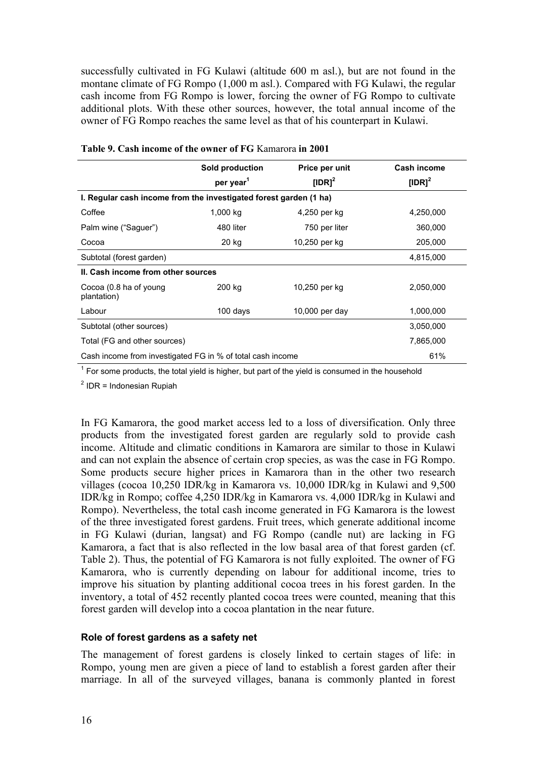successfully cultivated in FG Kulawi (altitude 600 m asl.), but are not found in the montane climate of FG Rompo (1,000 m asl.). Compared with FG Kulawi, the regular cash income from FG Rompo is lower, forcing the owner of FG Rompo to cultivate additional plots. With these other sources, however, the total annual income of the owner of FG Rompo reaches the same level as that of his counterpart in Kulawi.

**Table 9. Cash income of the owner of FG** Kamarora **in 2001**

| | Sold production per year[1] | Price per unit [IDR][2] | Cash income [IDR][2] |
|---|---|---|---|
| **I. Regular cash income from the investigated forest garden (1 ha)** | | | |
| Coffee | 1,000 kg | 4,250 per kg | 4,250,000 |
| Palm wine ("Saguer") | 480 liter | 750 per liter | 360,000 |
| Cocoa | 20 kg | 10,250 per kg | 205,000 |
| Subtotal (forest garden) | | | 4,815,000 |
| **II. Cash income from other sources** | | | |
| Cocoa (0.8 ha of young plantation) | 200 kg | 10,250 per kg | 2,050,000 |
| Labour | 100 days | 10,000 per day | 1,000,000 |
| Subtotal (other sources) | | | 3,050,000 |
| Total (FG and other sources) | | | 7,865,000 |
| Cash income from investigated FG in % of total cash income | | | 61% |

[1] For some products, the total yield is higher, but part of the yield is consumed in the household

[2] IDR = Indonesian Rupiah

In FG Kamarora, the good market access led to a loss of diversification. Only three products from the investigated forest garden are regularly sold to provide cash income. Altitude and climatic conditions in Kamarora are similar to those in Kulawi and can not explain the absence of certain crop species, as was the case in FG Rompo. Some products secure higher prices in Kamarora than in the other two research villages (cocoa 10,250 IDR/kg in Kamarora vs. 10,000 IDR/kg in Kulawi and 9,500 IDR/kg in Rompo; coffee 4,250 IDR/kg in Kamarora vs. 4,000 IDR/kg in Kulawi and Rompo). Nevertheless, the total cash income generated in FG Kamarora is the lowest of the three investigated forest gardens. Fruit trees, which generate additional income in FG Kulawi (durian, langsat) and FG Rompo (candle nut) are lacking in FG Kamarora, a fact that is also reflected in the low basal area of that forest garden (cf. Table 2). Thus, the potential of FG Kamarora is not fully exploited. The owner of FG Kamarora, who is currently depending on labour for additional income, tries to improve his situation by planting additional cocoa trees in his forest garden. In the inventory, a total of 452 recently planted cocoa trees were counted, meaning that this forest garden will develop into a cocoa plantation in the near future.

#### Role of forest gardens as a safety net

The management of forest gardens is closely linked to certain stages of life: in Rompo, young men are given a piece of land to establish a forest garden after their marriage. In all of the surveyed villages, banana is commonly planted in forest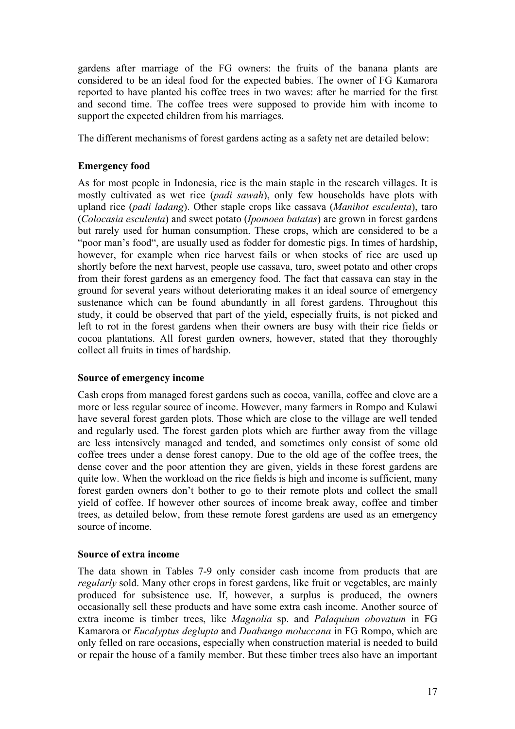gardens after marriage of the FG owners: the fruits of the banana plants are considered to be an ideal food for the expected babies. The owner of FG Kamarora reported to have planted his coffee trees in two waves: after he married for the first and second time. The coffee trees were supposed to provide him with income to support the expected children from his marriages.

The different mechanisms of forest gardens acting as a safety net are detailed below:

### Emergency food

As for most people in Indonesia, rice is the main staple in the research villages. It is mostly cultivated as wet rice (*padi sawah*), only few households have plots with upland rice (*padi ladang*). Other staple crops like cassava (*Manihot esculenta*), taro (*Colocasia esculenta*) and sweet potato (*Ipomoea batatas*) are grown in forest gardens but rarely used for human consumption. These crops, which are considered to be a "poor man's food", are usually used as fodder for domestic pigs. In times of hardship, however, for example when rice harvest fails or when stocks of rice are used up shortly before the next harvest, people use cassava, taro, sweet potato and other crops from their forest gardens as an emergency food. The fact that cassava can stay in the ground for several years without deteriorating makes it an ideal source of emergency sustenance which can be found abundantly in all forest gardens. Throughout this study, it could be observed that part of the yield, especially fruits, is not picked and left to rot in the forest gardens when their owners are busy with their rice fields or cocoa plantations. All forest garden owners, however, stated that they thoroughly collect all fruits in times of hardship.

### Source of emergency income

Cash crops from managed forest gardens such as cocoa, vanilla, coffee and clove are a more or less regular source of income. However, many farmers in Rompo and Kulawi have several forest garden plots. Those which are close to the village are well tended and regularly used. The forest garden plots which are further away from the village are less intensively managed and tended, and sometimes only consist of some old coffee trees under a dense forest canopy. Due to the old age of the coffee trees, the dense cover and the poor attention they are given, yields in these forest gardens are quite low. When the workload on the rice fields is high and income is sufficient, many forest garden owners don't bother to go to their remote plots and collect the small yield of coffee. If however other sources of income break away, coffee and timber trees, as detailed below, from these remote forest gardens are used as an emergency source of income.

### Source of extra income

The data shown in Tables 7-9 only consider cash income from products that are *regularly* sold. Many other crops in forest gardens, like fruit or vegetables, are mainly produced for subsistence use. If, however, a surplus is produced, the owners occasionally sell these products and have some extra cash income. Another source of extra income is timber trees, like *Magnolia* sp. and *Palaquium obovatum* in FG Kamarora or *Eucalyptus deglupta* and *Duabanga moluccana* in FG Rompo, which are only felled on rare occasions, especially when construction material is needed to build or repair the house of a family member. But these timber trees also have an important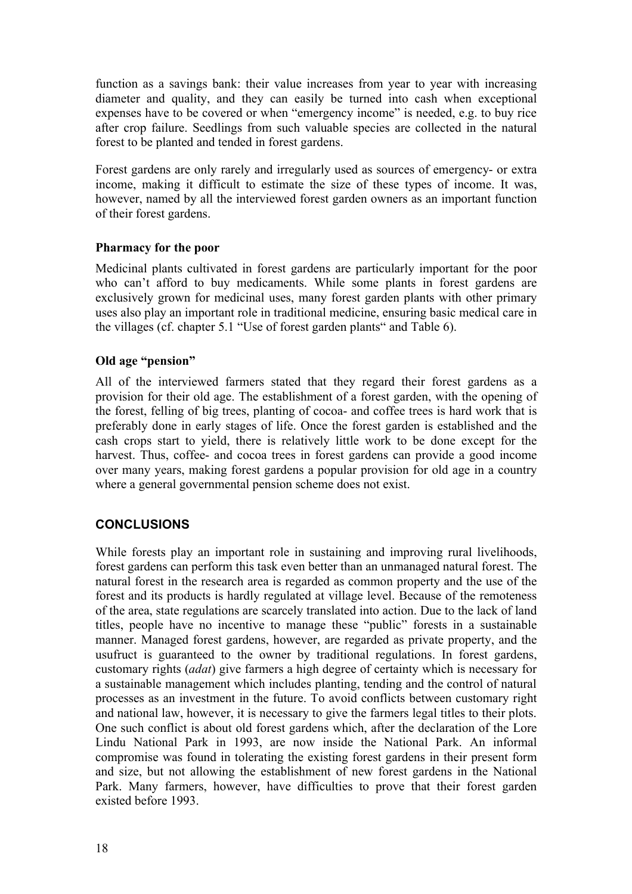function as a savings bank: their value increases from year to year with increasing diameter and quality, and they can easily be turned into cash when exceptional expenses have to be covered or when "emergency income" is needed, e.g. to buy rice after crop failure. Seedlings from such valuable species are collected in the natural forest to be planted and tended in forest gardens.

Forest gardens are only rarely and irregularly used as sources of emergency- or extra income, making it difficult to estimate the size of these types of income. It was, however, named by all the interviewed forest garden owners as an important function of their forest gardens.

### Pharmacy for the poor

Medicinal plants cultivated in forest gardens are particularly important for the poor who can't afford to buy medicaments. While some plants in forest gardens are exclusively grown for medicinal uses, many forest garden plants with other primary uses also play an important role in traditional medicine, ensuring basic medical care in the villages (cf. chapter 5.1 "Use of forest garden plants" and Table 6).

### Old age "pension"

All of the interviewed farmers stated that they regard their forest gardens as a provision for their old age. The establishment of a forest garden, with the opening of the forest, felling of big trees, planting of cocoa- and coffee trees is hard work that is preferably done in early stages of life. Once the forest garden is established and the cash crops start to yield, there is relatively little work to be done except for the harvest. Thus, coffee- and cocoa trees in forest gardens can provide a good income over many years, making forest gardens a popular provision for old age in a country where a general governmental pension scheme does not exist.

## CONCLUSIONS

While forests play an important role in sustaining and improving rural livelihoods, forest gardens can perform this task even better than an unmanaged natural forest. The natural forest in the research area is regarded as common property and the use of the forest and its products is hardly regulated at village level. Because of the remoteness of the area, state regulations are scarcely translated into action. Due to the lack of land titles, people have no incentive to manage these "public" forests in a sustainable manner. Managed forest gardens, however, are regarded as private property, and the usufruct is guaranteed to the owner by traditional regulations. In forest gardens, customary rights (*adat*) give farmers a high degree of certainty which is necessary for a sustainable management which includes planting, tending and the control of natural processes as an investment in the future. To avoid conflicts between customary right and national law, however, it is necessary to give the farmers legal titles to their plots. One such conflict is about old forest gardens which, after the declaration of the Lore Lindu National Park in 1993, are now inside the National Park. An informal compromise was found in tolerating the existing forest gardens in their present form and size, but not allowing the establishment of new forest gardens in the National Park. Many farmers, however, have difficulties to prove that their forest garden existed before 1993.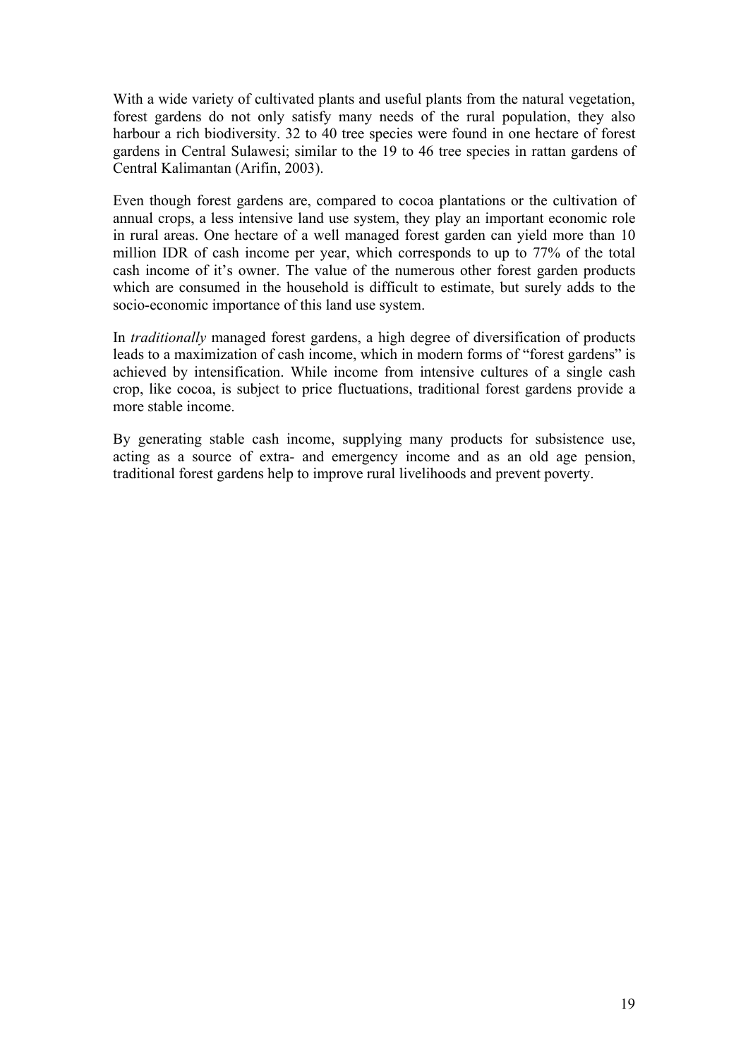With a wide variety of cultivated plants and useful plants from the natural vegetation, forest gardens do not only satisfy many needs of the rural population, they also harbour a rich biodiversity. 32 to 40 tree species were found in one hectare of forest gardens in Central Sulawesi; similar to the 19 to 46 tree species in rattan gardens of Central Kalimantan (Arifin, 2003).

Even though forest gardens are, compared to cocoa plantations or the cultivation of annual crops, a less intensive land use system, they play an important economic role in rural areas. One hectare of a well managed forest garden can yield more than 10 million IDR of cash income per year, which corresponds to up to 77% of the total cash income of it's owner. The value of the numerous other forest garden products which are consumed in the household is difficult to estimate, but surely adds to the socio-economic importance of this land use system.

In *traditionally* managed forest gardens, a high degree of diversification of products leads to a maximization of cash income, which in modern forms of "forest gardens" is achieved by intensification. While income from intensive cultures of a single cash crop, like cocoa, is subject to price fluctuations, traditional forest gardens provide a more stable income.

By generating stable cash income, supplying many products for subsistence use, acting as a source of extra- and emergency income and as an old age pension, traditional forest gardens help to improve rural livelihoods and prevent poverty.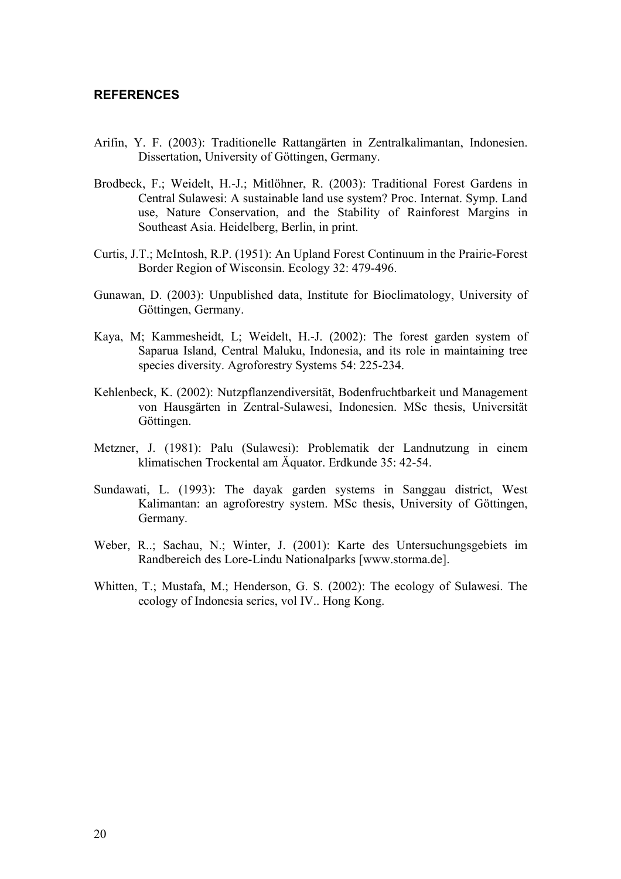## REFERENCES

Arifin, Y. F. (2003): Traditionelle Rattangärten in Zentralkalimantan, Indonesien. Dissertation, University of Göttingen, Germany.

Brodbeck, F.; Weidelt, H.-J.; Mitlöhner, R. (2003): Traditional Forest Gardens in Central Sulawesi: A sustainable land use system? Proc. Internat. Symp. Land use, Nature Conservation, and the Stability of Rainforest Margins in Southeast Asia. Heidelberg, Berlin, in print.

Curtis, J.T.; McIntosh, R.P. (1951): An Upland Forest Continuum in the Prairie-Forest Border Region of Wisconsin. Ecology 32: 479-496.

Gunawan, D. (2003): Unpublished data, Institute for Bioclimatology, University of Göttingen, Germany.

Kaya, M; Kammesheidt, L; Weidelt, H.-J. (2002): The forest garden system of Saparua Island, Central Maluku, Indonesia, and its role in maintaining tree species diversity. Agroforestry Systems 54: 225-234.

Kehlenbeck, K. (2002): Nutzpflanzendiversität, Bodenfruchtbarkeit und Management von Hausgärten in Zentral-Sulawesi, Indonesien. MSc thesis, Universität Göttingen.

Metzner, J. (1981): Palu (Sulawesi): Problematik der Landnutzung in einem klimatischen Trockental am Äquator. Erdkunde 35: 42-54.

Sundawati, L. (1993): The dayak garden systems in Sanggau district, West Kalimantan: an agroforestry system. MSc thesis, University of Göttingen, Germany.

Weber, R..; Sachau, N.; Winter, J. (2001): Karte des Untersuchungsgebiets im Randbereich des Lore-Lindu Nationalparks [www.storma.de].

Whitten, T.; Mustafa, M.; Henderson, G. S. (2002): The ecology of Sulawesi. The ecology of Indonesia series, vol IV.. Hong Kong.